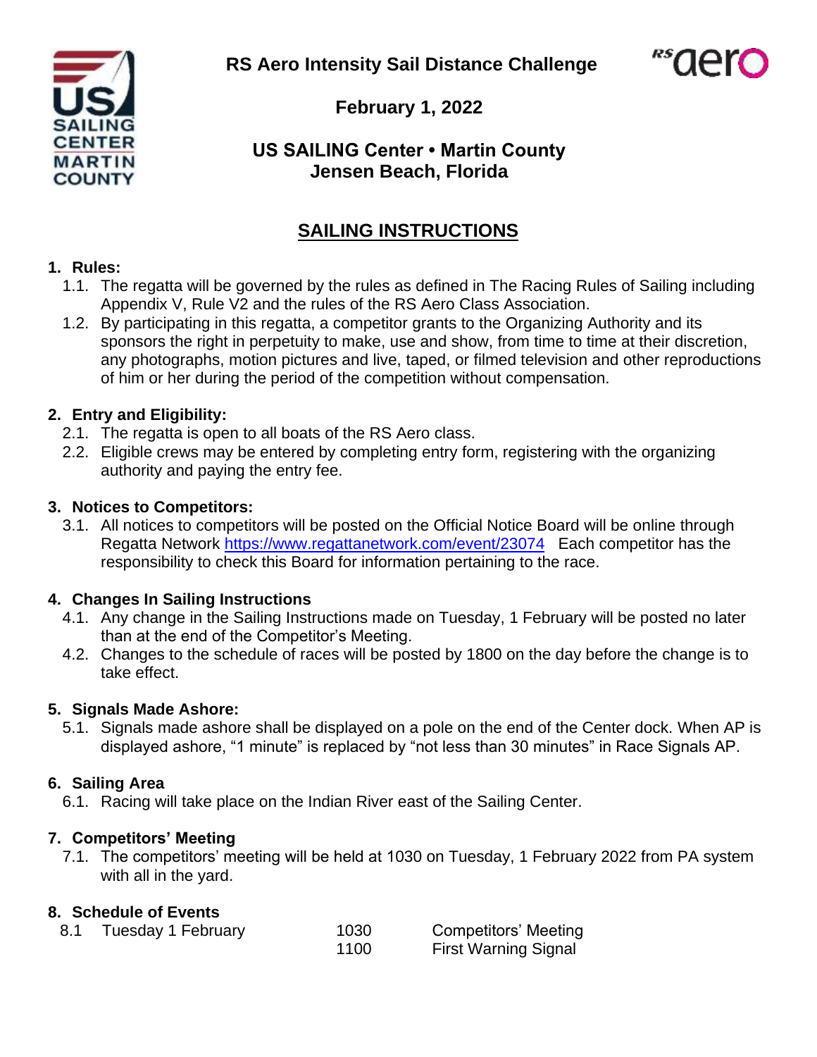# RS Aero Intensity Sail Distance Challenge

**February 1, 2022**

**US SAILING Center • Martin County**
**Jensen Beach, Florida**

## SAILING INSTRUCTIONS

### 1. Rules:

1.1. The regatta will be governed by the rules as defined in The Racing Rules of Sailing including Appendix V, Rule V2 and the rules of the RS Aero Class Association.

1.2. By participating in this regatta, a competitor grants to the Organizing Authority and its sponsors the right in perpetuity to make, use and show, from time to time at their discretion, any photographs, motion pictures and live, taped, or filmed television and other reproductions of him or her during the period of the competition without compensation.

### 2. Entry and Eligibility:

2.1. The regatta is open to all boats of the RS Aero class.

2.2. Eligible crews may be entered by completing entry form, registering with the organizing authority and paying the entry fee.

### 3. Notices to Competitors:

3.1. All notices to competitors will be posted on the Official Notice Board will be online through Regatta Network https://www.regattanetwork.com/event/23074 Each competitor has the responsibility to check this Board for information pertaining to the race.

### 4. Changes In Sailing Instructions

4.1. Any change in the Sailing Instructions made on Tuesday, 1 February will be posted no later than at the end of the Competitor's Meeting.

4.2. Changes to the schedule of races will be posted by 1800 on the day before the change is to take effect.

### 5. Signals Made Ashore:

5.1. Signals made ashore shall be displayed on a pole on the end of the Center dock. When AP is displayed ashore, "1 minute" is replaced by "not less than 30 minutes" in Race Signals AP.

### 6. Sailing Area

6.1. Racing will take place on the Indian River east of the Sailing Center.

### 7. Competitors' Meeting

7.1. The competitors' meeting will be held at 1030 on Tuesday, 1 February 2022 from PA system with all in the yard.

### 8. Schedule of Events

| 8.1 Tuesday 1 February | 1030 | Competitors' Meeting |
|---|---|---|
| | 1100 | First Warning Signal |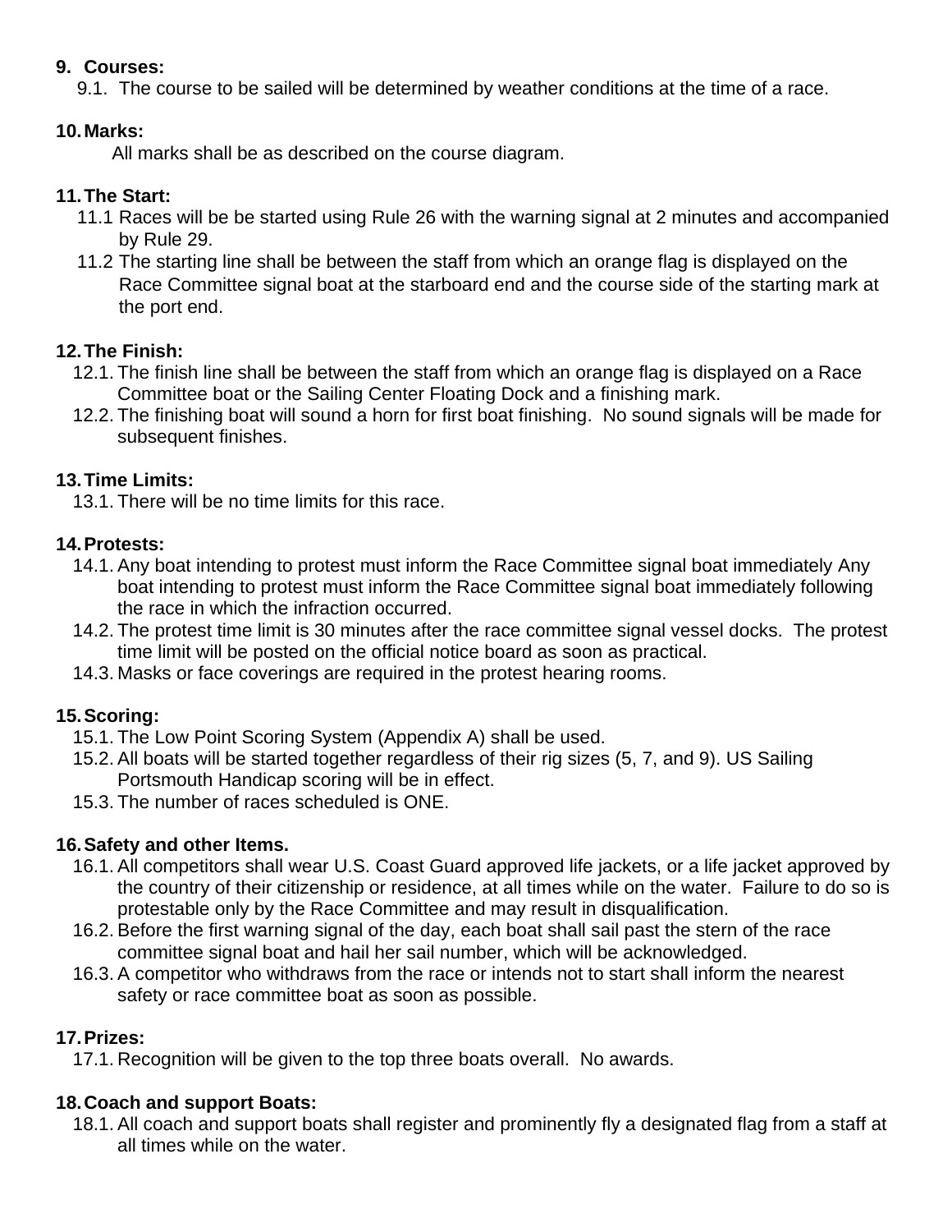**9. Courses:**

9.1. The course to be sailed will be determined by weather conditions at the time of a race.

**10. Marks:**

All marks shall be as described on the course diagram.

**11. The Start:**

11.1 Races will be be started using Rule 26 with the warning signal at 2 minutes and accompanied by Rule 29.

11.2 The starting line shall be between the staff from which an orange flag is displayed on the Race Committee signal boat at the starboard end and the course side of the starting mark at the port end.

**12. The Finish:**

12.1. The finish line shall be between the staff from which an orange flag is displayed on a Race Committee boat or the Sailing Center Floating Dock and a finishing mark.

12.2. The finishing boat will sound a horn for first boat finishing. No sound signals will be made for subsequent finishes.

**13. Time Limits:**

13.1. There will be no time limits for this race.

**14. Protests:**

14.1. Any boat intending to protest must inform the Race Committee signal boat immediately Any boat intending to protest must inform the Race Committee signal boat immediately following the race in which the infraction occurred.

14.2. The protest time limit is 30 minutes after the race committee signal vessel docks. The protest time limit will be posted on the official notice board as soon as practical.

14.3. Masks or face coverings are required in the protest hearing rooms.

**15. Scoring:**

15.1. The Low Point Scoring System (Appendix A) shall be used.

15.2. All boats will be started together regardless of their rig sizes (5, 7, and 9). US Sailing Portsmouth Handicap scoring will be in effect.

15.3. The number of races scheduled is ONE.

**16. Safety and other Items.**

16.1. All competitors shall wear U.S. Coast Guard approved life jackets, or a life jacket approved by the country of their citizenship or residence, at all times while on the water. Failure to do so is protestable only by the Race Committee and may result in disqualification.

16.2. Before the first warning signal of the day, each boat shall sail past the stern of the race committee signal boat and hail her sail number, which will be acknowledged.

16.3. A competitor who withdraws from the race or intends not to start shall inform the nearest safety or race committee boat as soon as possible.

**17. Prizes:**

17.1. Recognition will be given to the top three boats overall. No awards.

**18. Coach and support Boats:**

18.1. All coach and support boats shall register and prominently fly a designated flag from a staff at all times while on the water.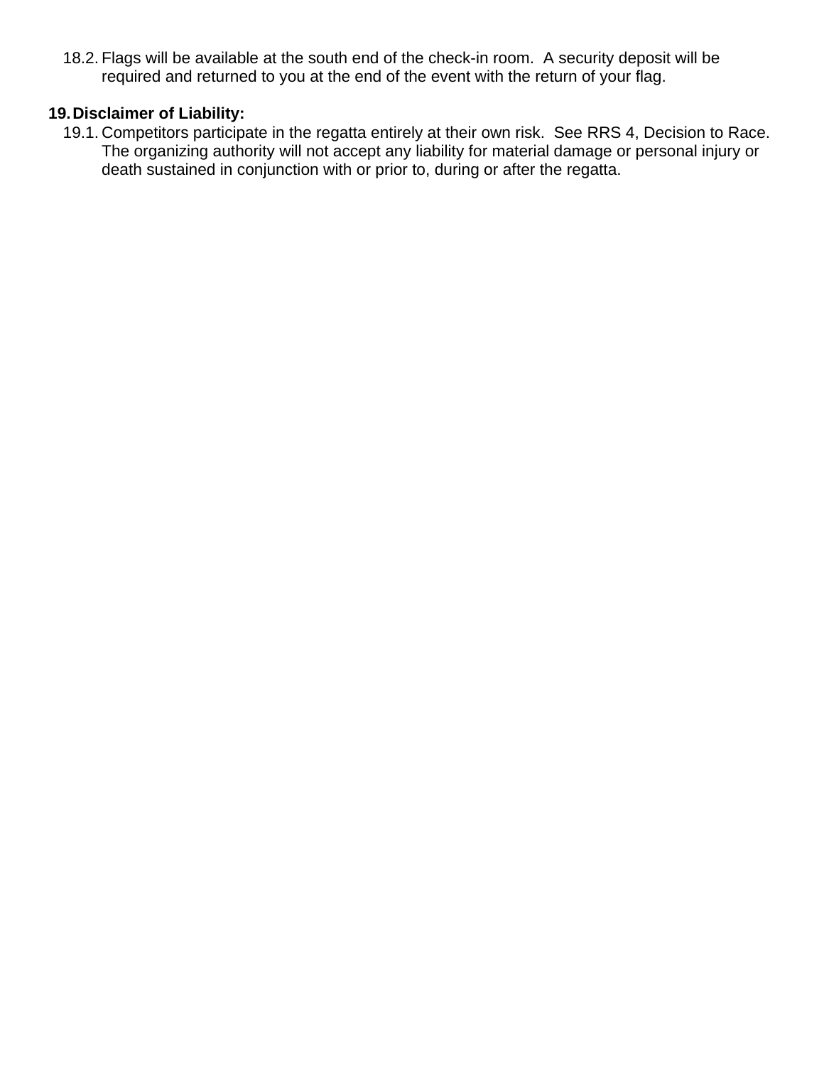18.2. Flags will be available at the south end of the check-in room. A security deposit will be required and returned to you at the end of the event with the return of your flag.

**19. Disclaimer of Liability:**

19.1. Competitors participate in the regatta entirely at their own risk. See RRS 4, Decision to Race. The organizing authority will not accept any liability for material damage or personal injury or death sustained in conjunction with or prior to, during or after the regatta.